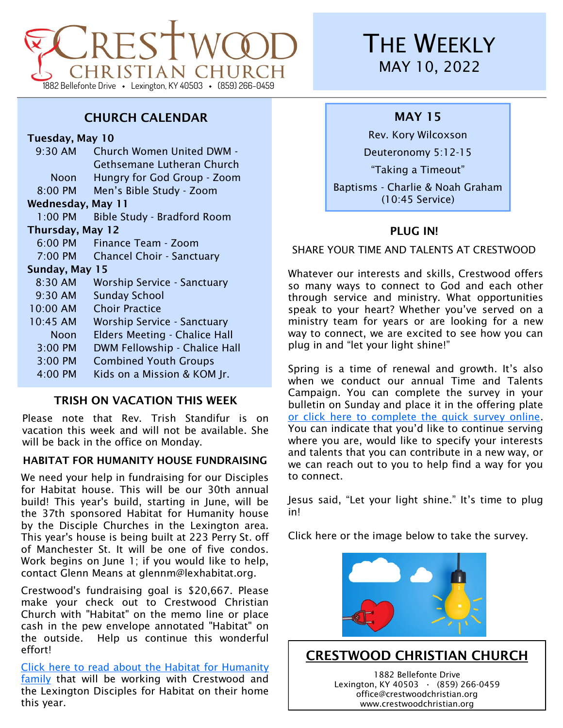# Crestwood Christian Church

1882 Bellefonte Drive • Lexington, KY 40503 • (859) 266-0459

# The Weekly

MAY 10, 2022

## CHURCH CALENDAR

**Tuesday, May 10**

| | |
|---|---|
| 9:30 AM | Church Women United DWM - Gethsemane Lutheran Church |
| Noon | Hungry for God Group - Zoom |
| 8:00 PM | Men's Bible Study - Zoom |

**Wednesday, May 11**

| | |
|---|---|
| 1:00 PM | Bible Study - Bradford Room |

**Thursday, May 12**

| | |
|---|---|
| 6:00 PM | Finance Team - Zoom |
| 7:00 PM | Chancel Choir - Sanctuary |

**Sunday, May 15**

| | |
|---|---|
| 8:30 AM | Worship Service - Sanctuary |
| 9:30 AM | Sunday School |
| 10:00 AM | Choir Practice |
| 10:45 AM | Worship Service - Sanctuary |
| Noon | Elders Meeting - Chalice Hall |
| 3:00 PM | DWM Fellowship - Chalice Hall |
| 3:00 PM | Combined Youth Groups |
| 4:00 PM | Kids on a Mission & KOM Jr. |

## TRISH ON VACATION THIS WEEK

Please note that Rev. Trish Standifur is on vacation this week and will not be available. She will be back in the office on Monday.

## HABITAT FOR HUMANITY HOUSE FUNDRAISING

We need your help in fundraising for our Disciples for Habitat house. This will be our 30th annual build! This year's build, starting in June, will be the 37th sponsored Habitat for Humanity house by the Disciple Churches in the Lexington area. This year's house is being built at 223 Perry St. off of Manchester St. It will be one of five condos. Work begins on June 1; if you would like to help, contact Glenn Means at glennm@lexhabitat.org.

Crestwood's fundraising goal is $20,667. Please make your check out to Crestwood Christian Church with "Habitat" on the memo line or place cash in the pew envelope annotated "Habitat" on the outside. Help us continue this wonderful effort!

Click here to read about the Habitat for Humanity family that will be working with Crestwood and the Lexington Disciples for Habitat on their home this year.

## MAY 15

Rev. Kory Wilcoxson

Deuteronomy 5:12-15

"Taking a Timeout"

Baptisms - Charlie & Noah Graham (10:45 Service)

## PLUG IN!

SHARE YOUR TIME AND TALENTS AT CRESTWOOD

Whatever our interests and skills, Crestwood offers so many ways to connect to God and each other through service and ministry. What opportunities speak to your heart? Whether you've served on a ministry team for years or are looking for a new way to connect, we are excited to see how you can plug in and "let your light shine!"

Spring is a time of renewal and growth. It's also when we conduct our annual Time and Talents Campaign. You can complete the survey in your bulletin on Sunday and place it in the offering plate or click here to complete the quick survey online. You can indicate that you'd like to continue serving where you are, would like to specify your interests and talents that you can contribute in a new way, or we can reach out to you to help find a way for you to connect.

Jesus said, "Let your light shine." It's time to plug in!

Click here or the image below to take the survey.

## CRESTWOOD CHRISTIAN CHURCH

1882 Bellefonte Drive
Lexington, KY 40503 · (859) 266-0459
office@crestwoodchristian.org
www.crestwoodchristian.org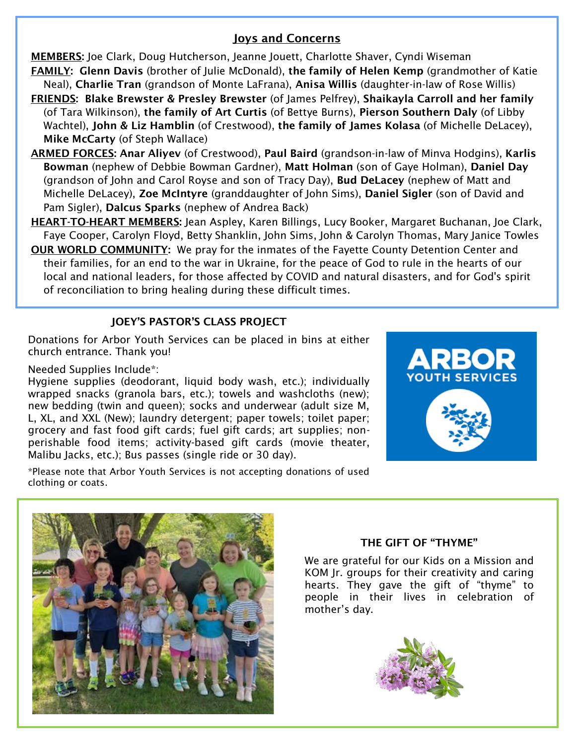## Joys and Concerns

**MEMBERS:** Joe Clark, Doug Hutcherson, Jeanne Jouett, Charlotte Shaver, Cyndi Wiseman

**FAMILY:** **Glenn Davis** (brother of Julie McDonald), **the family of Helen Kemp** (grandmother of Katie Neal), **Charlie Tran** (grandson of Monte LaFrana), **Anisa Willis** (daughter-in-law of Rose Willis)

**FRIENDS:** **Blake Brewster & Presley Brewster** (of James Pelfrey), **Shaikayla Carroll and her family** (of Tara Wilkinson), **the family of Art Curtis** (of Bettye Burns), **Pierson Southern Daly** (of Libby Wachtel), **John & Liz Hamblin** (of Crestwood), **the family of James Kolasa** (of Michelle DeLacey), **Mike McCarty** (of Steph Wallace)

**ARMED FORCES:** **Anar Aliyev** (of Crestwood), **Paul Baird** (grandson-in-law of Minva Hodgins), **Karlis Bowman** (nephew of Debbie Bowman Gardner), **Matt Holman** (son of Gaye Holman), **Daniel Day** (grandson of John and Carol Royse and son of Tracy Day), **Bud DeLacey** (nephew of Matt and Michelle DeLacey), **Zoe McIntyre** (granddaughter of John Sims), **Daniel Sigler** (son of David and Pam Sigler), **Dalcus Sparks** (nephew of Andrea Back)

**HEART-TO-HEART MEMBERS:** Jean Aspley, Karen Billings, Lucy Booker, Margaret Buchanan, Joe Clark, Faye Cooper, Carolyn Floyd, Betty Shanklin, John Sims, John & Carolyn Thomas, Mary Janice Towles

**OUR WORLD COMMUNITY:** We pray for the inmates of the Fayette County Detention Center and their families, for an end to the war in Ukraine, for the peace of God to rule in the hearts of our local and national leaders, for those affected by COVID and natural disasters, and for God's spirit of reconciliation to bring healing during these difficult times.

## JOEY'S PASTOR'S CLASS PROJECT

Donations for Arbor Youth Services can be placed in bins at either church entrance. Thank you!

Needed Supplies Include*:

Hygiene supplies (deodorant, liquid body wash, etc.); individually wrapped snacks (granola bars, etc.); towels and washcloths (new); new bedding (twin and queen); socks and underwear (adult size M, L, XL, and XXL (New); laundry detergent; paper towels; toilet paper; grocery and fast food gift cards; fuel gift cards; art supplies; non-perishable food items; activity-based gift cards (movie theater, Malibu Jacks, etc.); Bus passes (single ride or 30 day).

*Please note that Arbor Youth Services is not accepting donations of used clothing or coats.

ARBOR YOUTH SERVICES

## THE GIFT OF "THYME"

We are grateful for our Kids on a Mission and KOM Jr. groups for their creativity and caring hearts. They gave the gift of "thyme" to people in their lives in celebration of mother's day.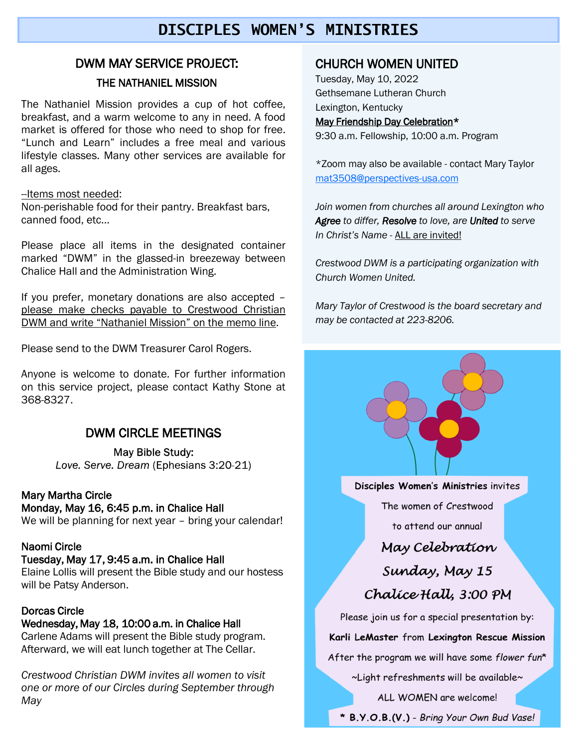# DISCIPLES WOMEN'S MINISTRIES

## DWM MAY SERVICE PROJECT:

### THE NATHANIEL MISSION

The Nathaniel Mission provides a cup of hot coffee, breakfast, and a warm welcome to any in need. A food market is offered for those who need to shop for free. "Lunch and Learn" includes a free meal and various lifestyle classes. Many other services are available for all ages.

--Items most needed:
Non-perishable food for their pantry. Breakfast bars, canned food, etc…

Please place all items in the designated container marked "DWM" in the glassed-in breezeway between Chalice Hall and the Administration Wing.

If you prefer, monetary donations are also accepted – please make checks payable to Crestwood Christian DWM and write "Nathaniel Mission" on the memo line.

Please send to the DWM Treasurer Carol Rogers.

Anyone is welcome to donate. For further information on this service project, please contact Kathy Stone at 368-8327.

## DWM CIRCLE MEETINGS

May Bible Study:
*Love. Serve. Dream* (Ephesians 3:20-21)

**Mary Martha Circle**
**Monday, May 16, 6:45 p.m. in Chalice Hall**
We will be planning for next year – bring your calendar!

**Naomi Circle**
**Tuesday, May 17, 9:45 a.m. in Chalice Hall**
Elaine Lollis will present the Bible study and our hostess will be Patsy Anderson.

**Dorcas Circle**
**Wednesday, May 18, 10:00 a.m. in Chalice Hall**
Carlene Adams will present the Bible study program. Afterward, we will eat lunch together at The Cellar.

*Crestwood Christian DWM invites all women to visit one or more of our Circles during September through May*

## CHURCH WOMEN UNITED

Tuesday, May 10, 2022
Gethsemane Lutheran Church
Lexington, Kentucky
**May Friendship Day Celebration***
9:30 a.m. Fellowship, 10:00 a.m. Program

*Zoom may also be available - contact Mary Taylor mat3508@perspectives-usa.com

*Join women from churches all around Lexington who **Agree** to differ, **Resolve** to love, are **United** to serve In Christ's Name - ALL are invited!*

*Crestwood DWM is a participating organization with Church Women United.*

*Mary Taylor of Crestwood is the board secretary and may be contacted at 223-8206.*

**Disciples Women's Ministries** invites
The women of Crestwood
to attend our annual

***May Celebration***
***Sunday, May 15***
***Chalice Hall, 3:00 PM***

Please join us for a special presentation by:
**Karli LeMaster** from **Lexington Rescue Mission**
After the program we will have some *flower fun**
~Light refreshments will be available~
ALL WOMEN are welcome!

*** B.Y.O.B.(V.)** - *Bring Your Own Bud Vase!*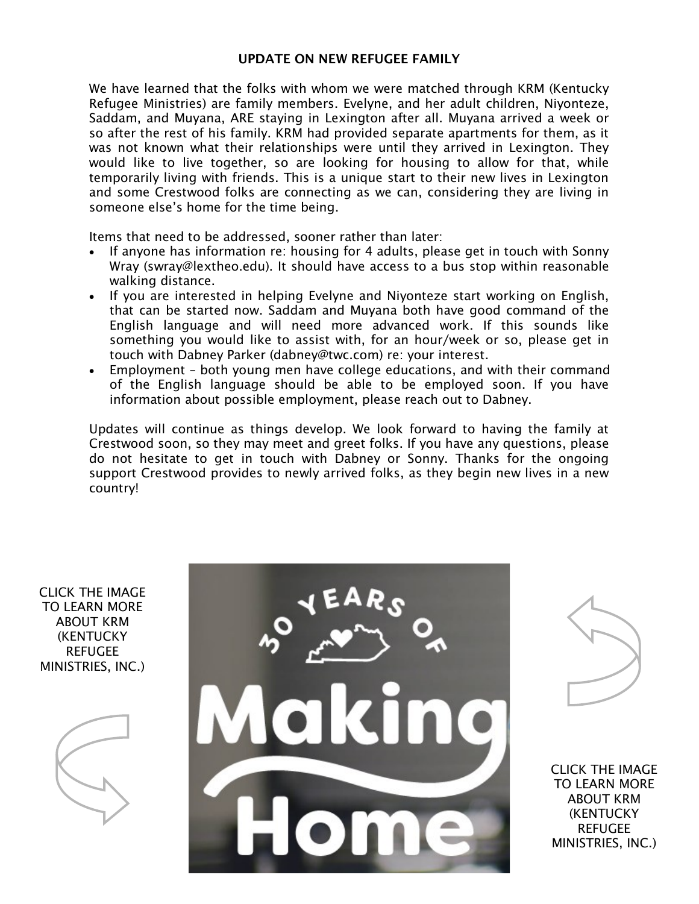## UPDATE ON NEW REFUGEE FAMILY

We have learned that the folks with whom we were matched through KRM (Kentucky Refugee Ministries) are family members. Evelyne, and her adult children, Niyonteze, Saddam, and Muyana, ARE staying in Lexington after all. Muyana arrived a week or so after the rest of his family. KRM had provided separate apartments for them, as it was not known what their relationships were until they arrived in Lexington. They would like to live together, so are looking for housing to allow for that, while temporarily living with friends. This is a unique start to their new lives in Lexington and some Crestwood folks are connecting as we can, considering they are living in someone else's home for the time being.

Items that need to be addressed, sooner rather than later:

- If anyone has information re: housing for 4 adults, please get in touch with Sonny Wray (swray@lextheo.edu). It should have access to a bus stop within reasonable walking distance.
- If you are interested in helping Evelyne and Niyonteze start working on English, that can be started now. Saddam and Muyana both have good command of the English language and will need more advanced work. If this sounds like something you would like to assist with, for an hour/week or so, please get in touch with Dabney Parker (dabney@twc.com) re: your interest.
- Employment – both young men have college educations, and with their command of the English language should be able to be employed soon. If you have information about possible employment, please reach out to Dabney.

Updates will continue as things develop. We look forward to having the family at Crestwood soon, so they may meet and greet folks. If you have any questions, please do not hesitate to get in touch with Dabney or Sonny. Thanks for the ongoing support Crestwood provides to newly arrived folks, as they begin new lives in a new country!

CLICK THE IMAGE TO LEARN MORE ABOUT KRM (KENTUCKY REFUGEE MINISTRIES, INC.)

30 YEARS OF

Making Home

CLICK THE IMAGE TO LEARN MORE ABOUT KRM (KENTUCKY REFUGEE MINISTRIES, INC.)